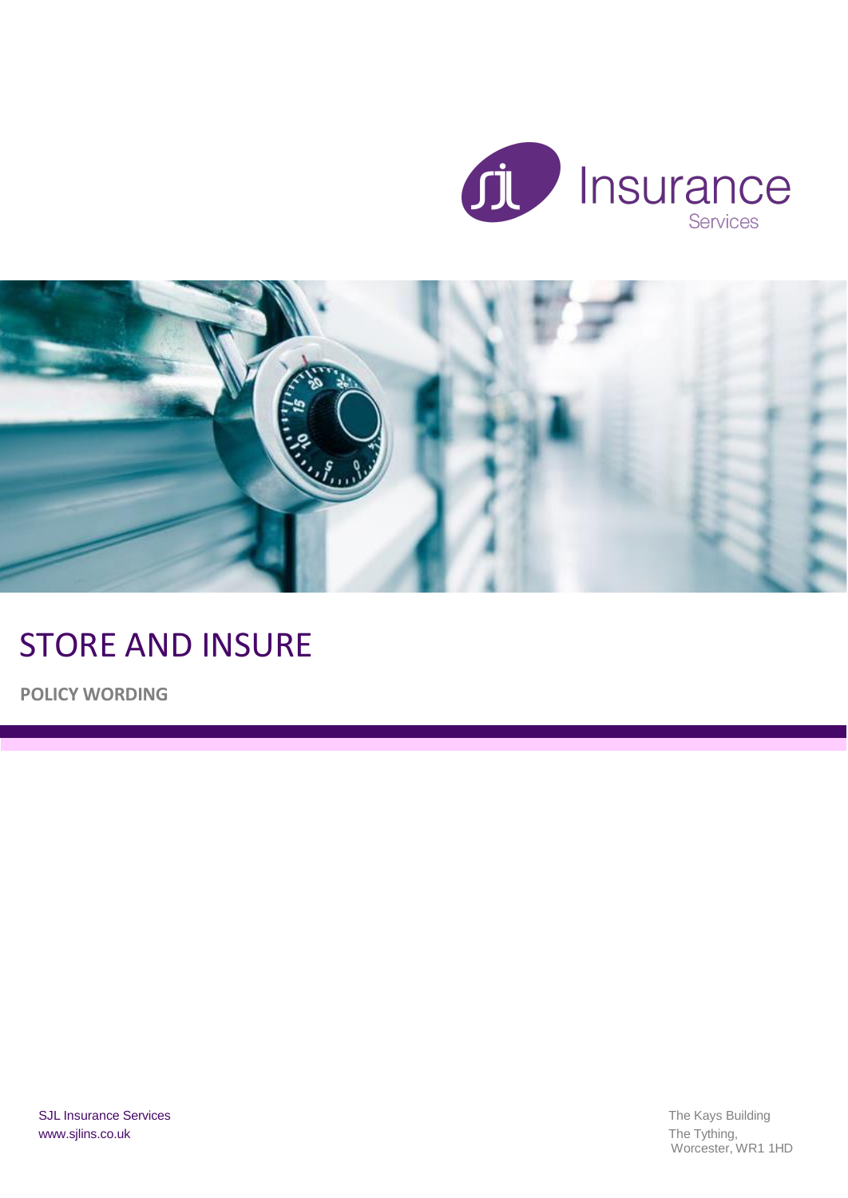Insurance
Services

# STORE AND INSURE

**POLICY WORDING**

SJL Insurance Services
www.sjlins.co.uk

The Kays Building
The Tything,
Worcester, WR1 1HD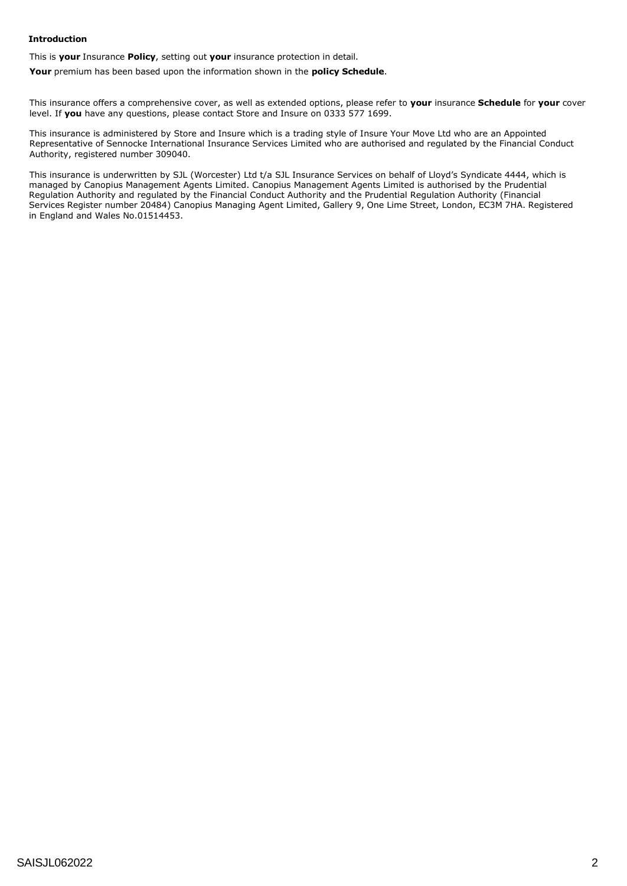**Introduction**

This is **your** Insurance **Policy**, setting out **your** insurance protection in detail.

**Your** premium has been based upon the information shown in the **policy Schedule**.

This insurance offers a comprehensive cover, as well as extended options, please refer to **your** insurance **Schedule** for **your** cover level. If **you** have any questions, please contact Store and Insure on 0333 577 1699.

This insurance is administered by Store and Insure which is a trading style of Insure Your Move Ltd who are an Appointed Representative of Sennocke International Insurance Services Limited who are authorised and regulated by the Financial Conduct Authority, registered number 309040.

This insurance is underwritten by SJL (Worcester) Ltd t/a SJL Insurance Services on behalf of Lloyd's Syndicate 4444, which is managed by Canopius Management Agents Limited. Canopius Management Agents Limited is authorised by the Prudential Regulation Authority and regulated by the Financial Conduct Authority and the Prudential Regulation Authority (Financial Services Register number 20484) Canopius Managing Agent Limited, Gallery 9, One Lime Street, London, EC3M 7HA. Registered in England and Wales No.01514453.

SAISJL062022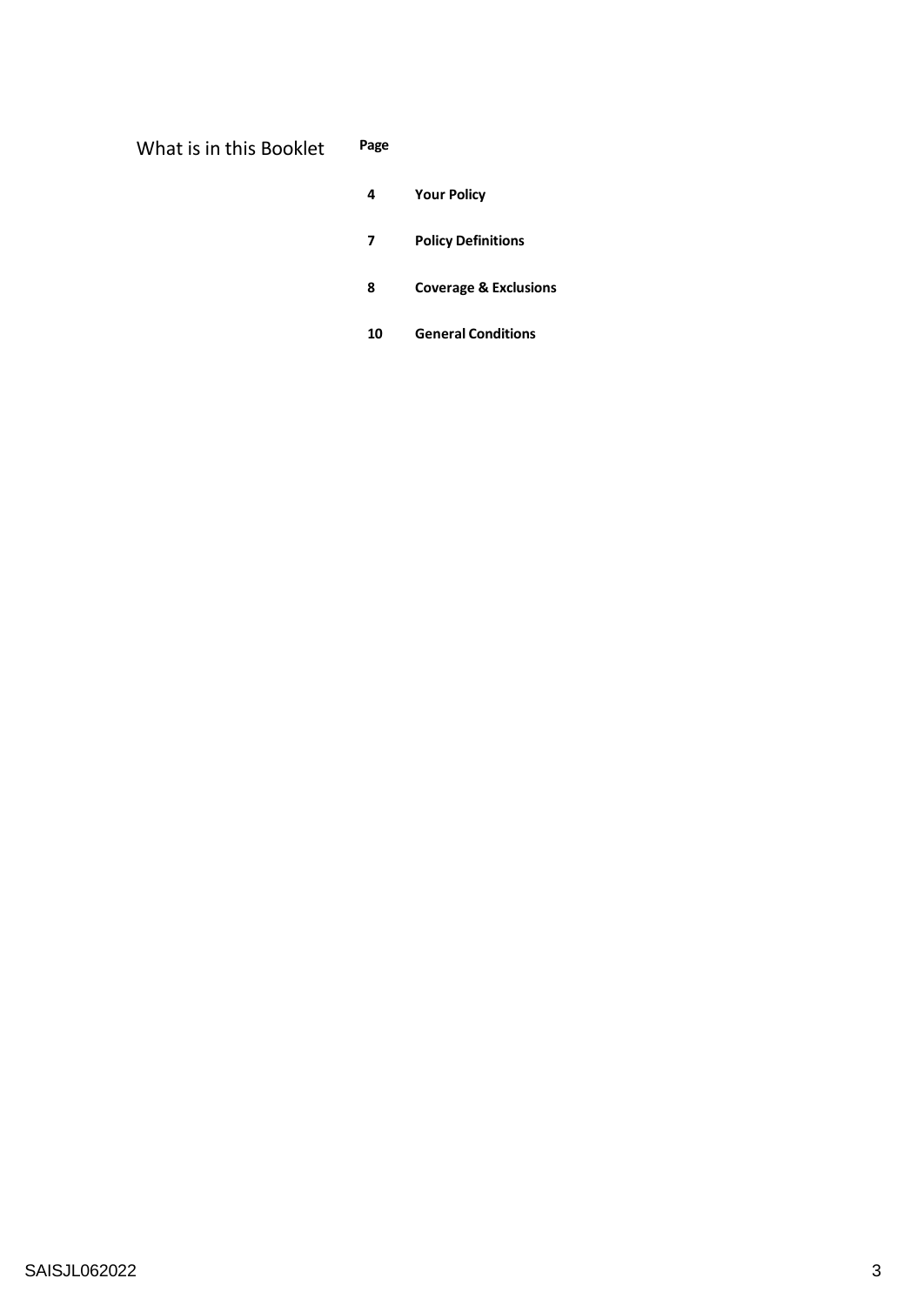## What is in this Booklet

| Page | |
|---|---|
| **4** | **Your Policy** |
| **7** | **Policy Definitions** |
| **8** | **Coverage & Exclusions** |
| **10** | **General Conditions** |

SAISJL062022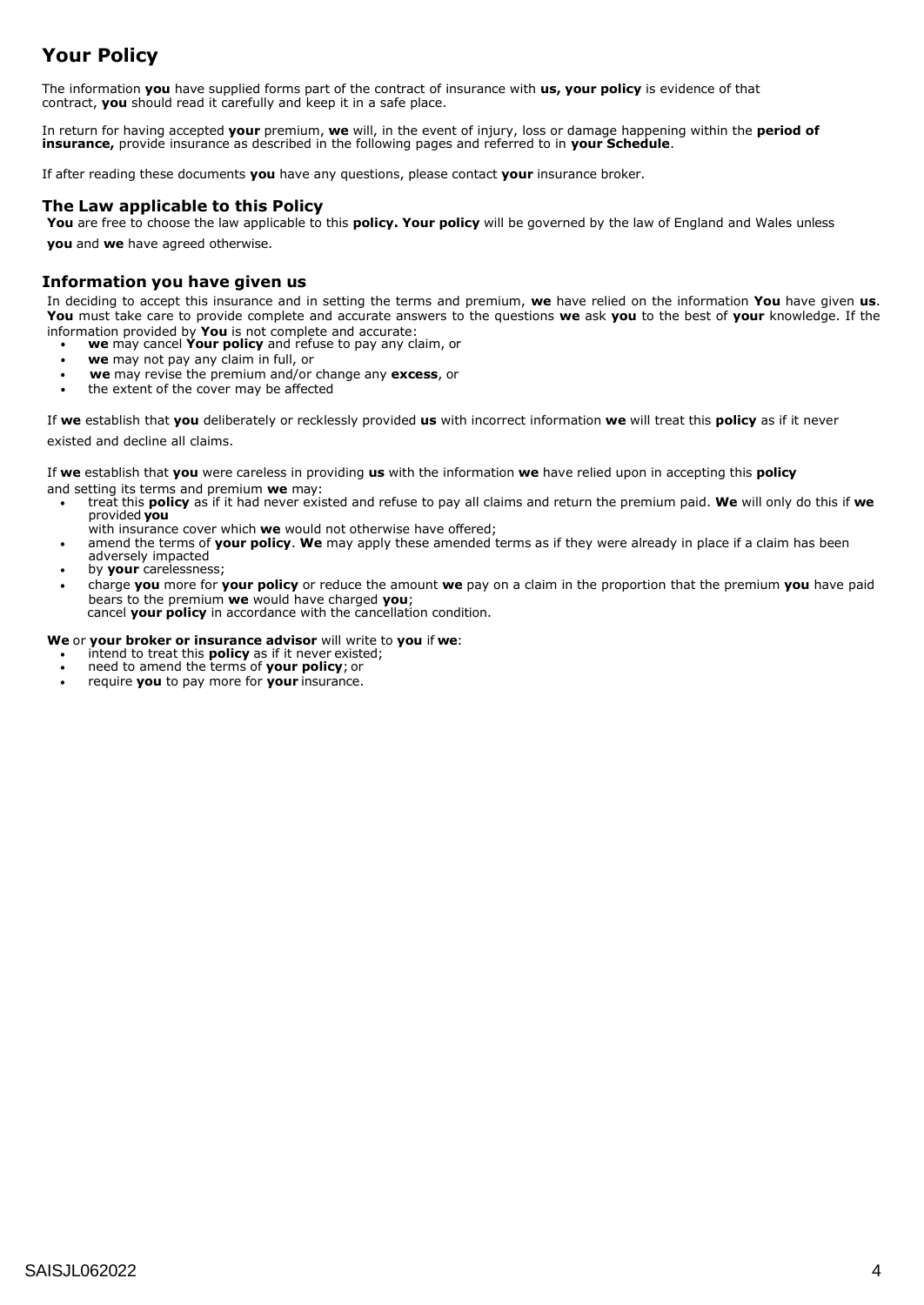# Your Policy

The information **you** have supplied forms part of the contract of insurance with **us, your policy** is evidence of that contract, **you** should read it carefully and keep it in a safe place.

In return for having accepted **your** premium, **we** will, in the event of injury, loss or damage happening within the **period of insurance,** provide insurance as described in the following pages and referred to in **your Schedule**.

If after reading these documents **you** have any questions, please contact **your** insurance broker.

## The Law applicable to this Policy

**You** are free to choose the law applicable to this **policy. Your policy** will be governed by the law of England and Wales unless **you** and **we** have agreed otherwise.

## Information you have given us

In deciding to accept this insurance and in setting the terms and premium, **we** have relied on the information **You** have given **us**. **You** must take care to provide complete and accurate answers to the questions **we** ask **you** to the best of **your** knowledge. If the information provided by **You** is not complete and accurate:

- **we** may cancel **Your policy** and refuse to pay any claim, or
- **we** may not pay any claim in full, or
- **we** may revise the premium and/or change any **excess**, or
- the extent of the cover may be affected

If **we** establish that **you** deliberately or recklessly provided **us** with incorrect information **we** will treat this **policy** as if it never existed and decline all claims.

If **we** establish that **you** were careless in providing **us** with the information **we** have relied upon in accepting this **policy** and setting its terms and premium **we** may:

- treat this **policy** as if it had never existed and refuse to pay all claims and return the premium paid. **We** will only do this if **we** provided **you** with insurance cover which **we** would not otherwise have offered;
- amend the terms of **your policy**. **We** may apply these amended terms as if they were already in place if a claim has been adversely impacted by **your** carelessness;
- charge **you** more for **your policy** or reduce the amount **we** pay on a claim in the proportion that the premium **you** have paid bears to the premium **we** would have charged **you**; cancel **your policy** in accordance with the cancellation condition.

**We** or **your broker or insurance advisor** will write to **you** if **we**:

- intend to treat this **policy** as if it never existed;
- need to amend the terms of **your policy**; or
- require **you** to pay more for **your** insurance.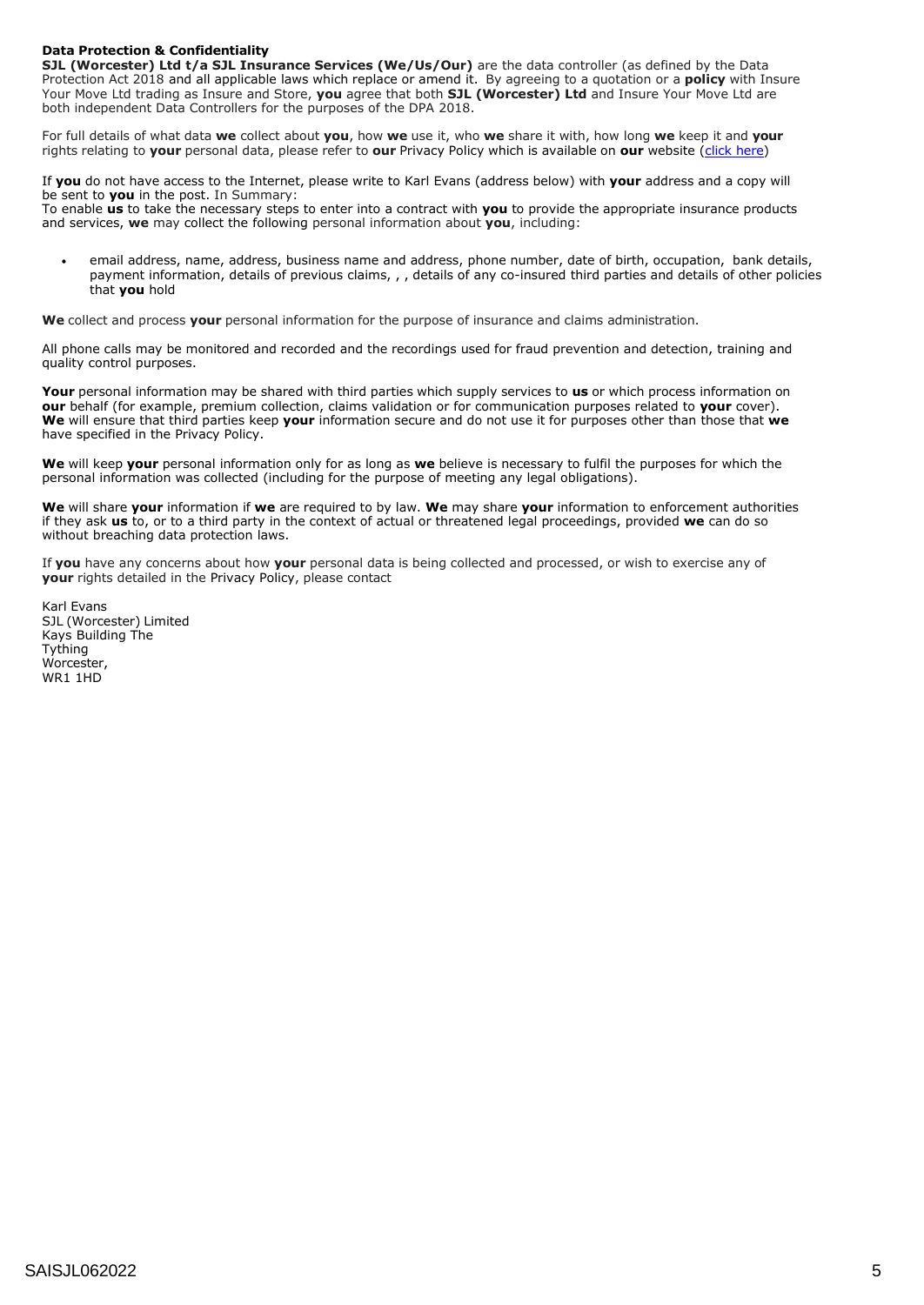**Data Protection & Confidentiality**

**SJL (Worcester) Ltd t/a SJL Insurance Services (We/Us/Our)** are the data controller (as defined by the Data Protection Act 2018 and all applicable laws which replace or amend it. By agreeing to a quotation or a **policy** with Insure Your Move Ltd trading as Insure and Store, **you** agree that both **SJL (Worcester) Ltd** and Insure Your Move Ltd are both independent Data Controllers for the purposes of the DPA 2018.

For full details of what data **we** collect about **you**, how **we** use it, who **we** share it with, how long **we** keep it and **your** rights relating to **your** personal data, please refer to **our** Privacy Policy which is available on **our** website (click here)

If **you** do not have access to the Internet, please write to Karl Evans (address below) with **your** address and a copy will be sent to **you** in the post. In Summary:
To enable **us** to take the necessary steps to enter into a contract with **you** to provide the appropriate insurance products and services, **we** may collect the following personal information about **you**, including:

- email address, name, address, business name and address, phone number, date of birth, occupation, bank details, payment information, details of previous claims, , , details of any co-insured third parties and details of other policies that **you** hold

**We** collect and process **your** personal information for the purpose of insurance and claims administration.

All phone calls may be monitored and recorded and the recordings used for fraud prevention and detection, training and quality control purposes.

**Your** personal information may be shared with third parties which supply services to **us** or which process information on **our** behalf (for example, premium collection, claims validation or for communication purposes related to **your** cover). **We** will ensure that third parties keep **your** information secure and do not use it for purposes other than those that **we** have specified in the Privacy Policy.

**We** will keep **your** personal information only for as long as **we** believe is necessary to fulfil the purposes for which the personal information was collected (including for the purpose of meeting any legal obligations).

**We** will share **your** information if **we** are required to by law. **We** may share **your** information to enforcement authorities if they ask **us** to, or to a third party in the context of actual or threatened legal proceedings, provided **we** can do so without breaching data protection laws.

If **you** have any concerns about how **your** personal data is being collected and processed, or wish to exercise any of **your** rights detailed in the Privacy Policy, please contact

Karl Evans
SJL (Worcester) Limited
Kays Building The
Tything
Worcester,
WR1 1HD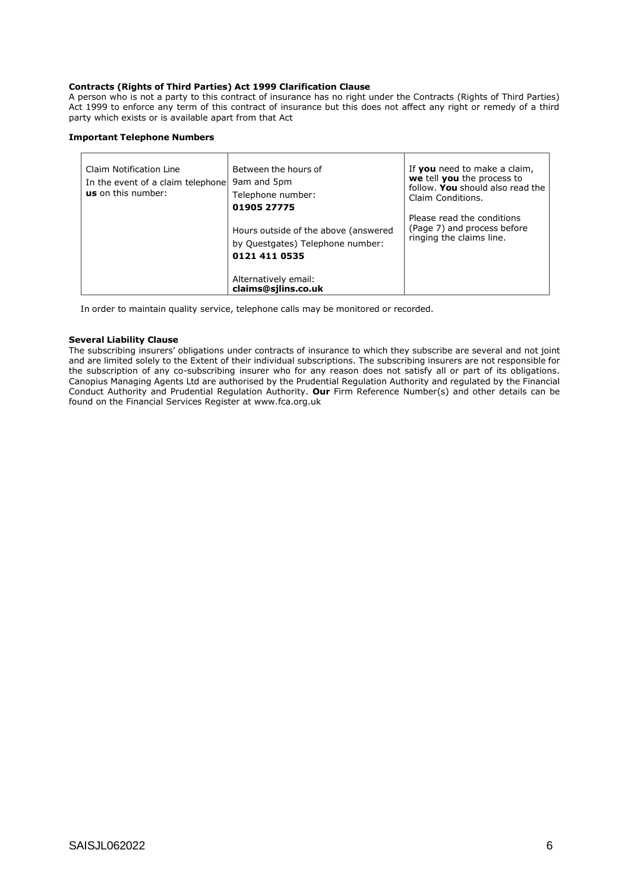**Contracts (Rights of Third Parties) Act 1999 Clarification Clause**

A person who is not a party to this contract of insurance has no right under the Contracts (Rights of Third Parties) Act 1999 to enforce any term of this contract of insurance but this does not affect any right or remedy of a third party which exists or is available apart from that Act

**Important Telephone Numbers**

| Claim Notification Line<br>In the event of a claim telephone **us** on this number: | Between the hours of 9am and 5pm<br>Telephone number:<br>**01905 27775**<br><br>Hours outside of the above (answered by Questgates) Telephone number:<br>**0121 411 0535**<br><br>Alternatively email:<br>**claims@sjlins.co.uk** | If **you** need to make a claim, **we** tell **you** the process to follow. **You** should also read the Claim Conditions.<br><br>Please read the conditions (Page 7) and process before ringing the claims line. |
|---|---|---|

In order to maintain quality service, telephone calls may be monitored or recorded.

**Several Liability Clause**

The subscribing insurers' obligations under contracts of insurance to which they subscribe are several and not joint and are limited solely to the Extent of their individual subscriptions. The subscribing insurers are not responsible for the subscription of any co-subscribing insurer who for any reason does not satisfy all or part of its obligations. Canopius Managing Agents Ltd are authorised by the Prudential Regulation Authority and regulated by the Financial Conduct Authority and Prudential Regulation Authority. **Our** Firm Reference Number(s) and other details can be found on the Financial Services Register at www.fca.org.uk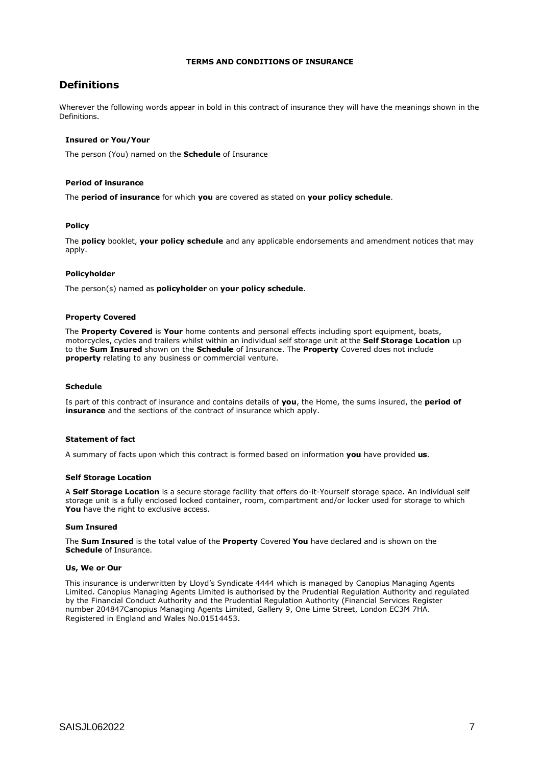**TERMS AND CONDITIONS OF INSURANCE**

## Definitions

Wherever the following words appear in bold in this contract of insurance they will have the meanings shown in the Definitions.

### Insured or You/Your

The person (You) named on the **Schedule** of Insurance

### Period of insurance

The **period of insurance** for which **you** are covered as stated on **your policy schedule**.

### Policy

The **policy** booklet, **your policy schedule** and any applicable endorsements and amendment notices that may apply.

### Policyholder

The person(s) named as **policyholder** on **your policy schedule**.

### Property Covered

The **Property Covered** is **Your** home contents and personal effects including sport equipment, boats, motorcycles, cycles and trailers whilst within an individual self storage unit at the **Self Storage Location** up to the **Sum Insured** shown on the **Schedule** of Insurance. The **Property** Covered does not include **property** relating to any business or commercial venture.

### Schedule

Is part of this contract of insurance and contains details of **you**, the Home, the sums insured, the **period of insurance** and the sections of the contract of insurance which apply.

### Statement of fact

A summary of facts upon which this contract is formed based on information **you** have provided **us**.

### Self Storage Location

A **Self Storage Location** is a secure storage facility that offers do-it-Yourself storage space. An individual self storage unit is a fully enclosed locked container, room, compartment and/or locker used for storage to which **You** have the right to exclusive access.

### Sum Insured

The **Sum Insured** is the total value of the **Property** Covered **You** have declared and is shown on the **Schedule** of Insurance.

### Us, We or Our

This insurance is underwritten by Lloyd's Syndicate 4444 which is managed by Canopius Managing Agents Limited. Canopius Managing Agents Limited is authorised by the Prudential Regulation Authority and regulated by the Financial Conduct Authority and the Prudential Regulation Authority (Financial Services Register number 204847Canopius Managing Agents Limited, Gallery 9, One Lime Street, London EC3M 7HA. Registered in England and Wales No.01514453.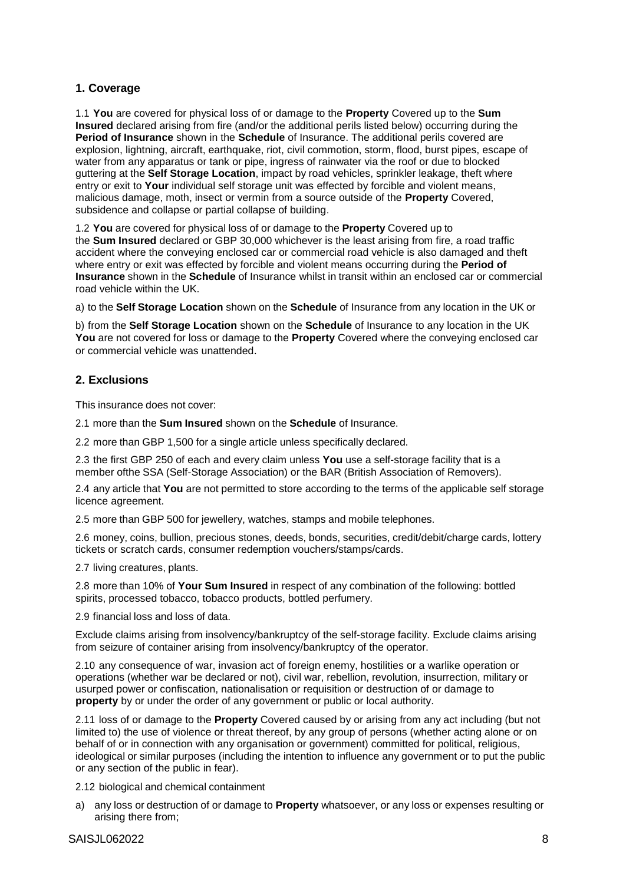## 1. Coverage

1.1 **You** are covered for physical loss of or damage to the **Property** Covered up to the **Sum Insured** declared arising from fire (and/or the additional perils listed below) occurring during the **Period of Insurance** shown in the **Schedule** of Insurance. The additional perils covered are explosion, lightning, aircraft, earthquake, riot, civil commotion, storm, flood, burst pipes, escape of water from any apparatus or tank or pipe, ingress of rainwater via the roof or due to blocked guttering at the **Self Storage Location**, impact by road vehicles, sprinkler leakage, theft where entry or exit to **Your** individual self storage unit was effected by forcible and violent means, malicious damage, moth, insect or vermin from a source outside of the **Property** Covered, subsidence and collapse or partial collapse of building.

1.2 **You** are covered for physical loss of or damage to the **Property** Covered up to the **Sum Insured** declared or GBP 30,000 whichever is the least arising from fire, a road traffic accident where the conveying enclosed car or commercial road vehicle is also damaged and theft where entry or exit was effected by forcible and violent means occurring during the **Period of Insurance** shown in the **Schedule** of Insurance whilst in transit within an enclosed car or commercial road vehicle within the UK.

a) to the **Self Storage Location** shown on the **Schedule** of Insurance from any location in the UK or

b) from the **Self Storage Location** shown on the **Schedule** of Insurance to any location in the UK **You** are not covered for loss or damage to the **Property** Covered where the conveying enclosed car or commercial vehicle was unattended.

## 2. Exclusions

This insurance does not cover:

2.1 more than the **Sum Insured** shown on the **Schedule** of Insurance.

2.2 more than GBP 1,500 for a single article unless specifically declared.

2.3 the first GBP 250 of each and every claim unless **You** use a self-storage facility that is a member ofthe SSA (Self-Storage Association) or the BAR (British Association of Removers).

2.4 any article that **You** are not permitted to store according to the terms of the applicable self storage licence agreement.

2.5 more than GBP 500 for jewellery, watches, stamps and mobile telephones.

2.6 money, coins, bullion, precious stones, deeds, bonds, securities, credit/debit/charge cards, lottery tickets or scratch cards, consumer redemption vouchers/stamps/cards.

2.7 living creatures, plants.

2.8 more than 10% of **Your Sum Insured** in respect of any combination of the following: bottled spirits, processed tobacco, tobacco products, bottled perfumery.

2.9 financial loss and loss of data.

Exclude claims arising from insolvency/bankruptcy of the self-storage facility. Exclude claims arising from seizure of container arising from insolvency/bankruptcy of the operator.

2.10 any consequence of war, invasion act of foreign enemy, hostilities or a warlike operation or operations (whether war be declared or not), civil war, rebellion, revolution, insurrection, military or usurped power or confiscation, nationalisation or requisition or destruction of or damage to **property** by or under the order of any government or public or local authority.

2.11 loss of or damage to the **Property** Covered caused by or arising from any act including (but not limited to) the use of violence or threat thereof, by any group of persons (whether acting alone or on behalf of or in connection with any organisation or government) committed for political, religious, ideological or similar purposes (including the intention to influence any government or to put the public or any section of the public in fear).

2.12 biological and chemical containment

a) any loss or destruction of or damage to **Property** whatsoever, or any loss or expenses resulting or arising there from;

SAISJL062022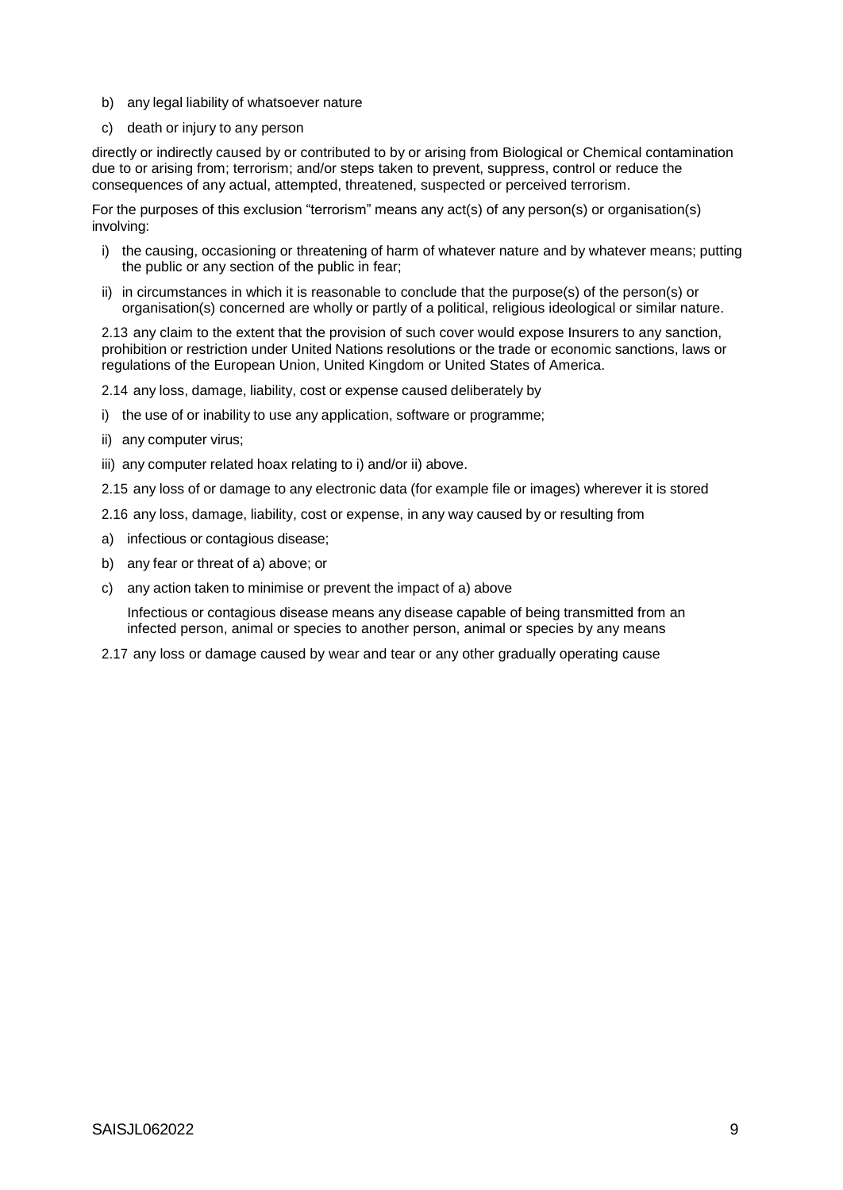b) any legal liability of whatsoever nature

c) death or injury to any person

directly or indirectly caused by or contributed to by or arising from Biological or Chemical contamination due to or arising from; terrorism; and/or steps taken to prevent, suppress, control or reduce the consequences of any actual, attempted, threatened, suspected or perceived terrorism.

For the purposes of this exclusion "terrorism" means any act(s) of any person(s) or organisation(s) involving:

i) the causing, occasioning or threatening of harm of whatever nature and by whatever means; putting the public or any section of the public in fear;

ii) in circumstances in which it is reasonable to conclude that the purpose(s) of the person(s) or organisation(s) concerned are wholly or partly of a political, religious ideological or similar nature.

2.13 any claim to the extent that the provision of such cover would expose Insurers to any sanction, prohibition or restriction under United Nations resolutions or the trade or economic sanctions, laws or regulations of the European Union, United Kingdom or United States of America.

2.14 any loss, damage, liability, cost or expense caused deliberately by

i) the use of or inability to use any application, software or programme;

ii) any computer virus;

iii) any computer related hoax relating to i) and/or ii) above.

2.15 any loss of or damage to any electronic data (for example file or images) wherever it is stored

2.16 any loss, damage, liability, cost or expense, in any way caused by or resulting from

a) infectious or contagious disease;

b) any fear or threat of a) above; or

c) any action taken to minimise or prevent the impact of a) above

Infectious or contagious disease means any disease capable of being transmitted from an infected person, animal or species to another person, animal or species by any means

2.17 any loss or damage caused by wear and tear or any other gradually operating cause

SAISJL062022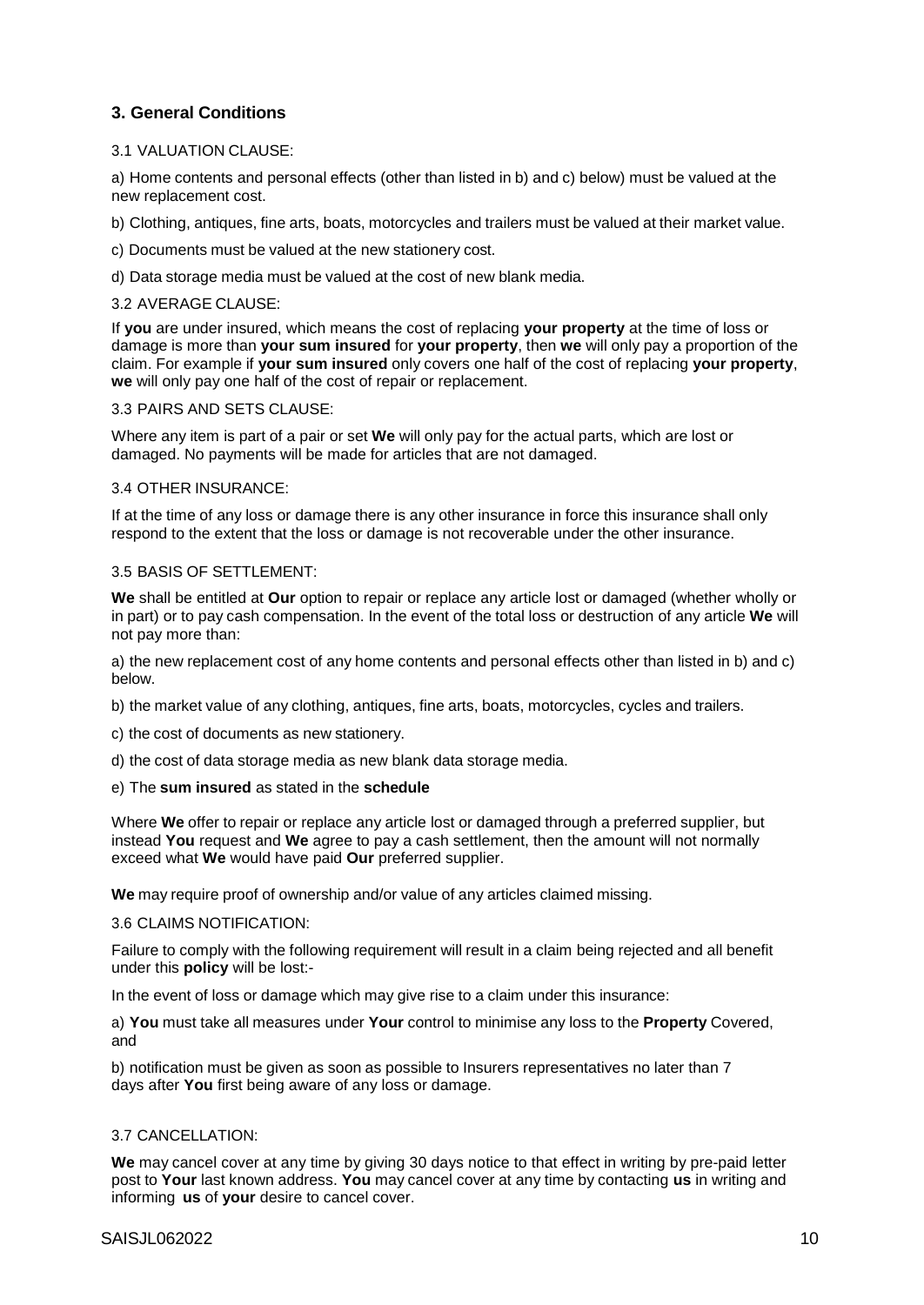## 3. General Conditions

3.1 VALUATION CLAUSE:

a) Home contents and personal effects (other than listed in b) and c) below) must be valued at the new replacement cost.

b) Clothing, antiques, fine arts, boats, motorcycles and trailers must be valued at their market value.

c) Documents must be valued at the new stationery cost.

d) Data storage media must be valued at the cost of new blank media.

3.2 AVERAGE CLAUSE:

If **you** are under insured, which means the cost of replacing **your property** at the time of loss or damage is more than **your sum insured** for **your property**, then **we** will only pay a proportion of the claim. For example if **your sum insured** only covers one half of the cost of replacing **your property**, **we** will only pay one half of the cost of repair or replacement.

3.3 PAIRS AND SETS CLAUSE:

Where any item is part of a pair or set **We** will only pay for the actual parts, which are lost or damaged. No payments will be made for articles that are not damaged.

3.4 OTHER INSURANCE:

If at the time of any loss or damage there is any other insurance in force this insurance shall only respond to the extent that the loss or damage is not recoverable under the other insurance.

3.5 BASIS OF SETTLEMENT:

**We** shall be entitled at **Our** option to repair or replace any article lost or damaged (whether wholly or in part) or to pay cash compensation. In the event of the total loss or destruction of any article **We** will not pay more than:

a) the new replacement cost of any home contents and personal effects other than listed in b) and c) below.

b) the market value of any clothing, antiques, fine arts, boats, motorcycles, cycles and trailers.

c) the cost of documents as new stationery.

d) the cost of data storage media as new blank data storage media.

e) The **sum insured** as stated in the **schedule**

Where **We** offer to repair or replace any article lost or damaged through a preferred supplier, but instead **You** request and **We** agree to pay a cash settlement, then the amount will not normally exceed what **We** would have paid **Our** preferred supplier.

**We** may require proof of ownership and/or value of any articles claimed missing.

3.6 CLAIMS NOTIFICATION:

Failure to comply with the following requirement will result in a claim being rejected and all benefit under this **policy** will be lost:-

In the event of loss or damage which may give rise to a claim under this insurance:

a) **You** must take all measures under **Your** control to minimise any loss to the **Property** Covered, and

b) notification must be given as soon as possible to Insurers representatives no later than 7 days after **You** first being aware of any loss or damage.

3.7 CANCELLATION:

**We** may cancel cover at any time by giving 30 days notice to that effect in writing by pre-paid letter post to **Your** last known address. **You** may cancel cover at any time by contacting **us** in writing and informing **us** of **your** desire to cancel cover.

SAISJL062022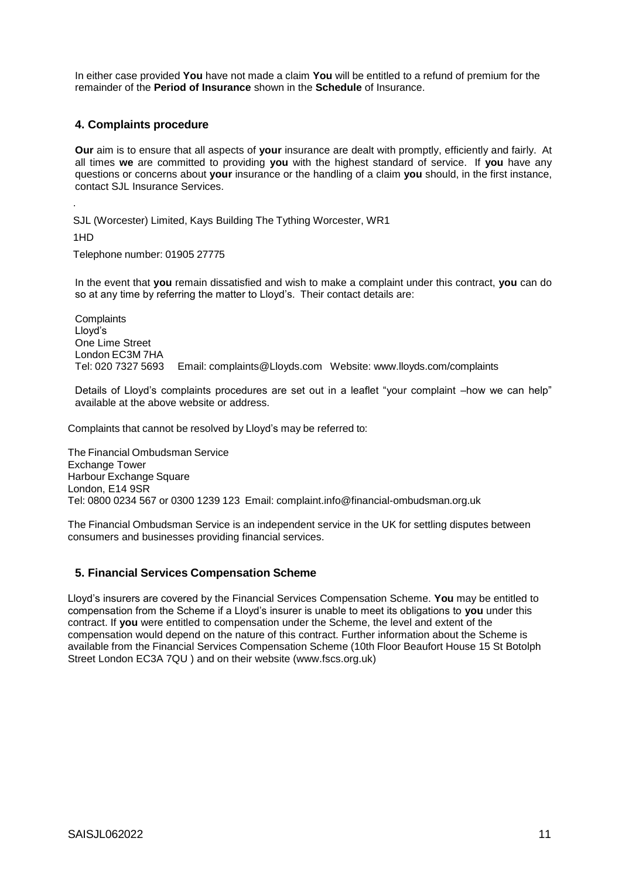In either case provided **You** have not made a claim **You** will be entitled to a refund of premium for the remainder of the **Period of Insurance** shown in the **Schedule** of Insurance.

## 4. Complaints procedure

**Our** aim is to ensure that all aspects of **your** insurance are dealt with promptly, efficiently and fairly. At all times **we** are committed to providing **you** with the highest standard of service. If **you** have any questions or concerns about **your** insurance or the handling of a claim **you** should, in the first instance, contact SJL Insurance Services.

.

SJL (Worcester) Limited, Kays Building The Tything Worcester, WR1

1HD

Telephone number: 01905 27775

In the event that **you** remain dissatisfied and wish to make a complaint under this contract, **you** can do so at any time by referring the matter to Lloyd's. Their contact details are:

Complaints
Lloyd's
One Lime Street
London EC3M 7HA
Tel: 020 7327 5693 Email: complaints@Lloyds.com Website: www.lloyds.com/complaints

Details of Lloyd's complaints procedures are set out in a leaflet "your complaint –how we can help" available at the above website or address.

Complaints that cannot be resolved by Lloyd's may be referred to:

The Financial Ombudsman Service
Exchange Tower
Harbour Exchange Square
London, E14 9SR
Tel: 0800 0234 567 or 0300 1239 123 Email: complaint.info@financial-ombudsman.org.uk

The Financial Ombudsman Service is an independent service in the UK for settling disputes between consumers and businesses providing financial services.

## 5. Financial Services Compensation Scheme

Lloyd's insurers are covered by the Financial Services Compensation Scheme. **You** may be entitled to compensation from the Scheme if a Lloyd's insurer is unable to meet its obligations to **you** under this contract. If **you** were entitled to compensation under the Scheme, the level and extent of the compensation would depend on the nature of this contract. Further information about the Scheme is available from the Financial Services Compensation Scheme (10th Floor Beaufort House 15 St Botolph Street London EC3A 7QU ) and on their website (www.fscs.org.uk)

SAISJL062022